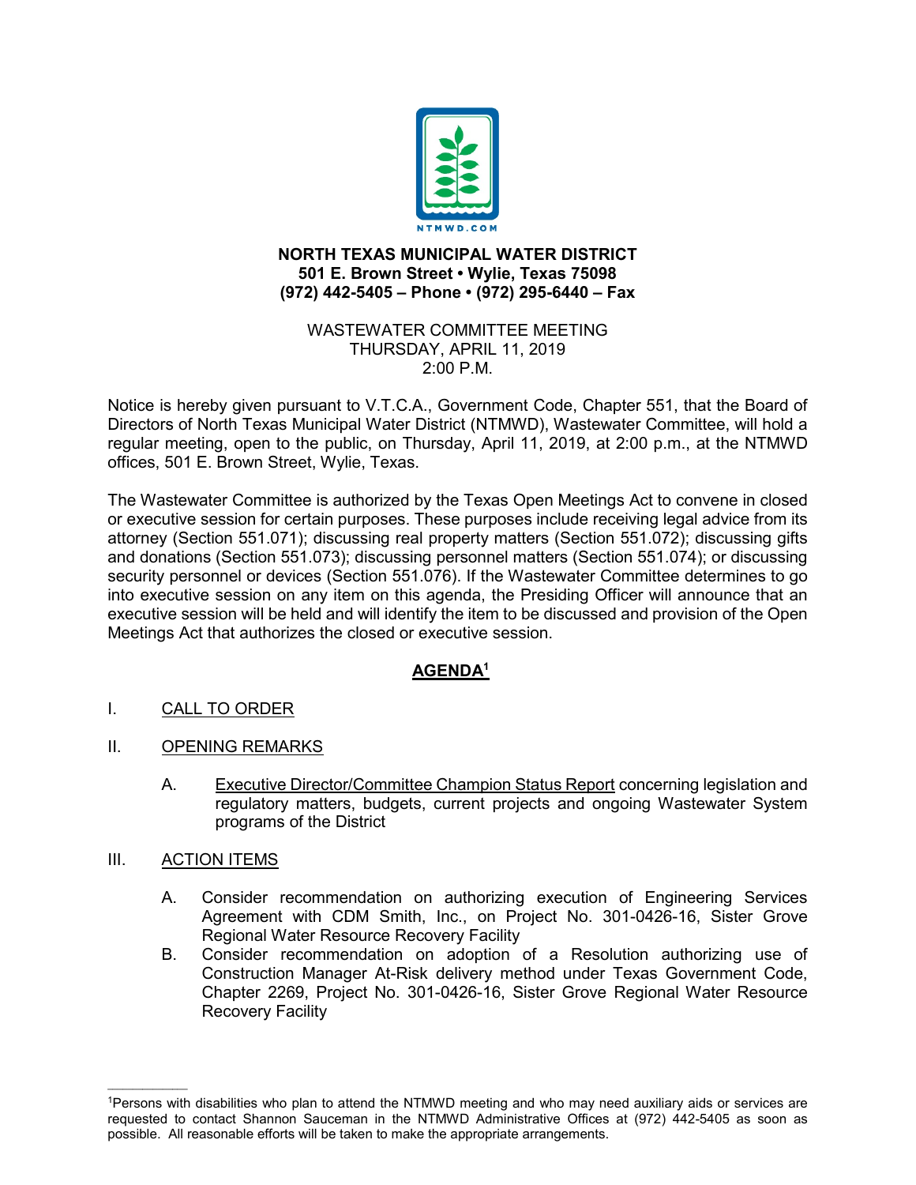NTMWD.COM

**NORTH TEXAS MUNICIPAL WATER DISTRICT**
**501 E. Brown Street • Wylie, Texas 75098**
**(972) 442-5405 – Phone • (972) 295-6440 – Fax**

WASTEWATER COMMITTEE MEETING
THURSDAY, APRIL 11, 2019
2:00 P.M.

Notice is hereby given pursuant to V.T.C.A., Government Code, Chapter 551, that the Board of Directors of North Texas Municipal Water District (NTMWD), Wastewater Committee, will hold a regular meeting, open to the public, on Thursday, April 11, 2019, at 2:00 p.m., at the NTMWD offices, 501 E. Brown Street, Wylie, Texas.

The Wastewater Committee is authorized by the Texas Open Meetings Act to convene in closed or executive session for certain purposes. These purposes include receiving legal advice from its attorney (Section 551.071); discussing real property matters (Section 551.072); discussing gifts and donations (Section 551.073); discussing personnel matters (Section 551.074); or discussing security personnel or devices (Section 551.076). If the Wastewater Committee determines to go into executive session on any item on this agenda, the Presiding Officer will announce that an executive session will be held and will identify the item to be discussed and provision of the Open Meetings Act that authorizes the closed or executive session.

## AGENDA[1]

I. CALL TO ORDER

II. OPENING REMARKS

A. Executive Director/Committee Champion Status Report concerning legislation and regulatory matters, budgets, current projects and ongoing Wastewater System programs of the District

III. ACTION ITEMS

A. Consider recommendation on authorizing execution of Engineering Services Agreement with CDM Smith, Inc., on Project No. 301-0426-16, Sister Grove Regional Water Resource Recovery Facility

B. Consider recommendation on adoption of a Resolution authorizing use of Construction Manager At-Risk delivery method under Texas Government Code, Chapter 2269, Project No. 301-0426-16, Sister Grove Regional Water Resource Recovery Facility

---

[1]Persons with disabilities who plan to attend the NTMWD meeting and who may need auxiliary aids or services are requested to contact Shannon Sauceman in the NTMWD Administrative Offices at (972) 442-5405 as soon as possible. All reasonable efforts will be taken to make the appropriate arrangements.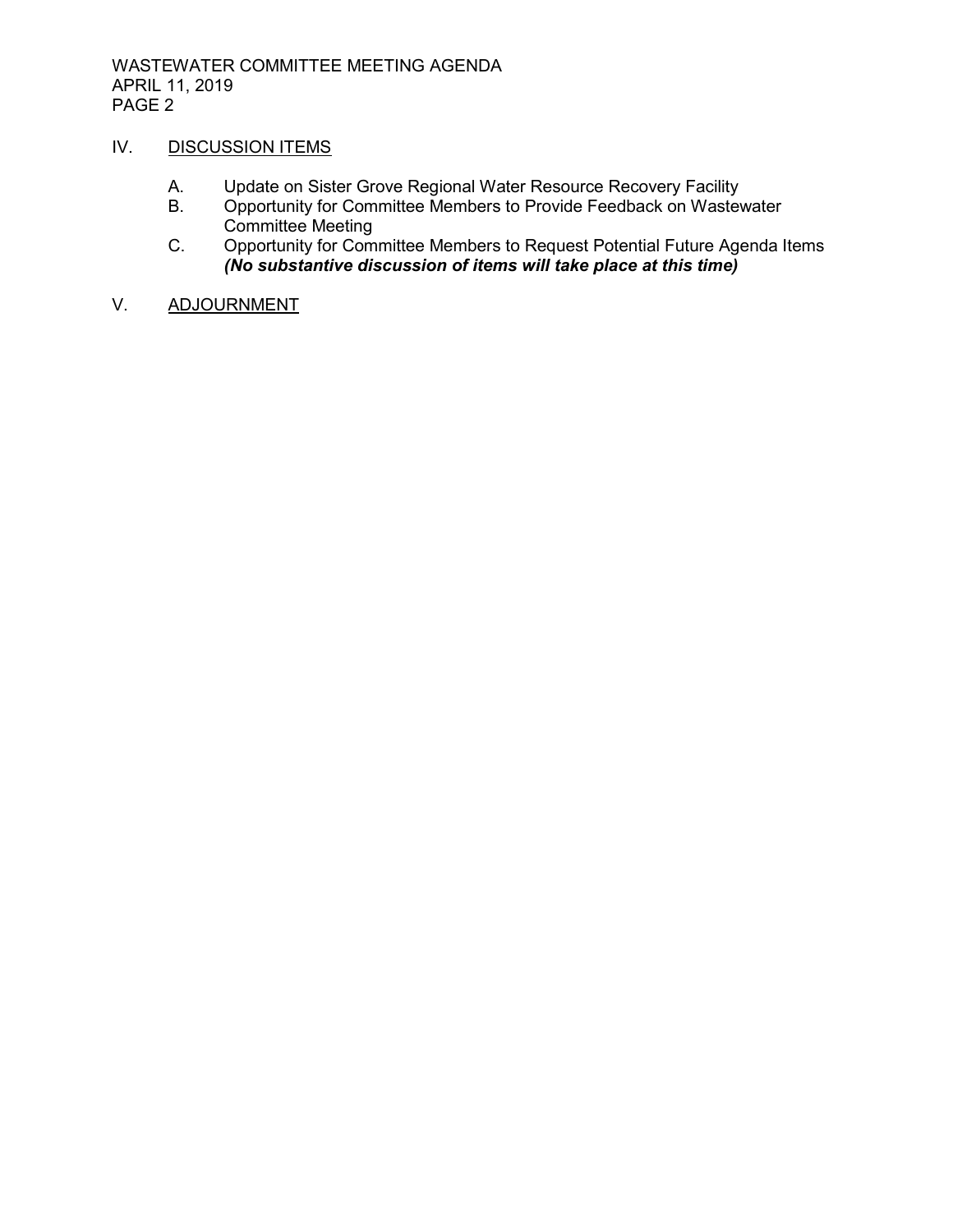## IV. DISCUSSION ITEMS

A. Update on Sister Grove Regional Water Resource Recovery Facility

B. Opportunity for Committee Members to Provide Feedback on Wastewater Committee Meeting

C. Opportunity for Committee Members to Request Potential Future Agenda Items ***(No substantive discussion of items will take place at this time)***

## V. ADJOURNMENT